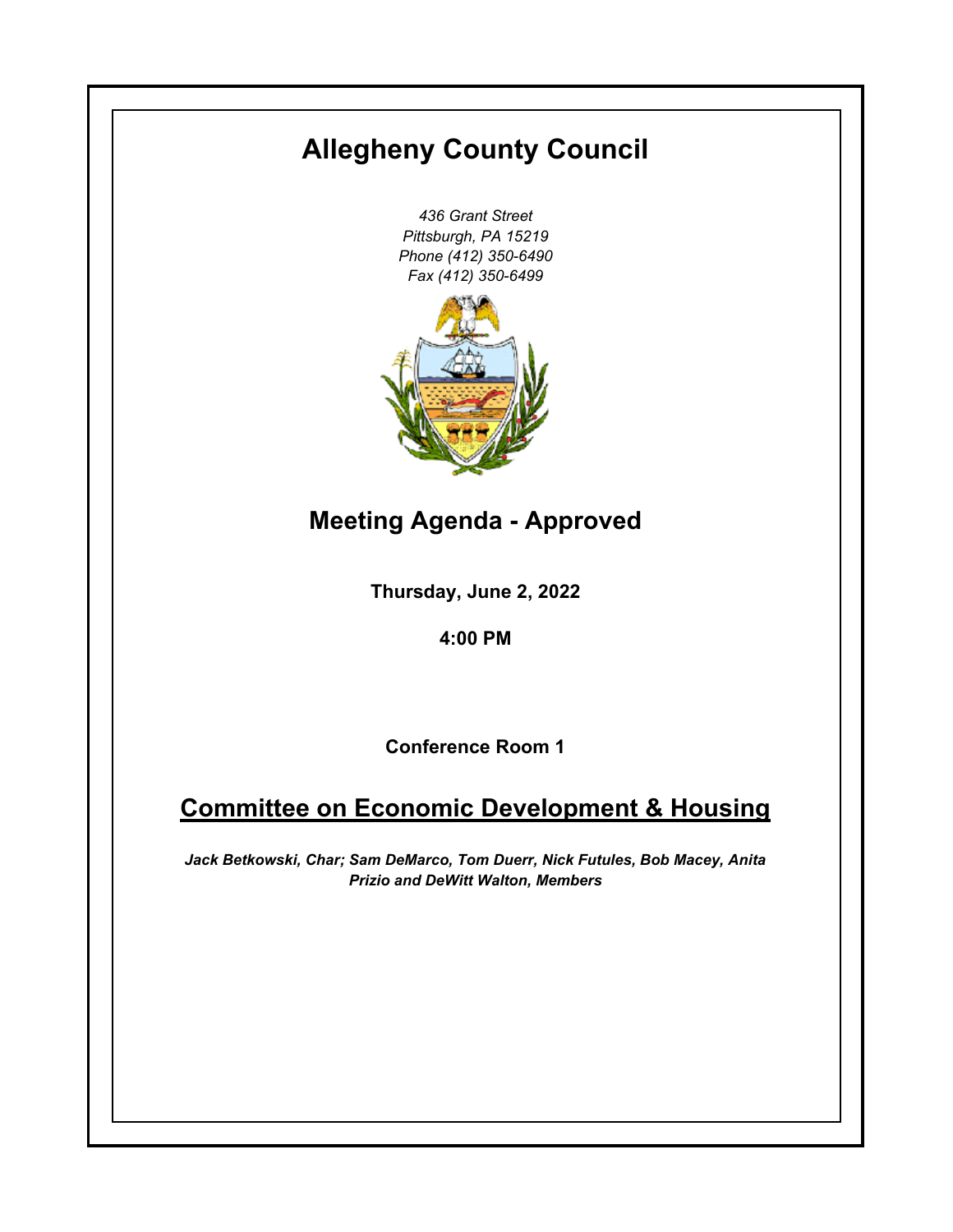# Allegheny County Council

*436 Grant Street*
*Pittsburgh, PA 15219*
*Phone (412) 350-6490*
*Fax (412) 350-6499*

## Meeting Agenda - Approved

**Thursday, June 2, 2022**

**4:00 PM**

**Conference Room 1**

## Committee on Economic Development & Housing

***Jack Betkowski, Char; Sam DeMarco, Tom Duerr, Nick Futules, Bob Macey, Anita Prizio and DeWitt Walton, Members***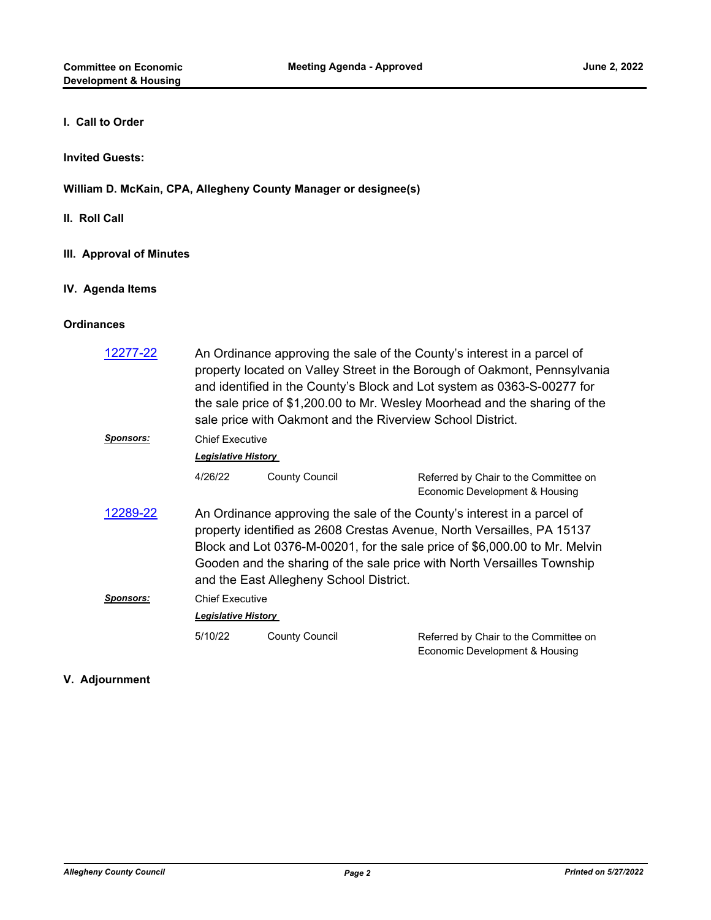## I. Call to Order

**Invited Guests:**

**William D. McKain, CPA, Allegheny County Manager or designee(s)**

## II. Roll Call

## III. Approval of Minutes

## IV. Agenda Items

### Ordinances

**12277-22**

An Ordinance approving the sale of the County's interest in a parcel of property located on Valley Street in the Borough of Oakmont, Pennsylvania and identified in the County's Block and Lot system as 0363-S-00277 for the sale price of $1,200.00 to Mr. Wesley Moorhead and the sharing of the sale price with Oakmont and the Riverview School District.

***Sponsors:*** Chief Executive

***Legislative History***

| | | |
|---|---|---|
| 4/26/22 | County Council | Referred by Chair to the Committee on Economic Development & Housing |

**12289-22**

An Ordinance approving the sale of the County's interest in a parcel of property identified as 2608 Crestas Avenue, North Versailles, PA 15137 Block and Lot 0376-M-00201, for the sale price of $6,000.00 to Mr. Melvin Gooden and the sharing of the sale price with North Versailles Township and the East Allegheny School District.

***Sponsors:*** Chief Executive

***Legislative History***

| | | |
|---|---|---|
| 5/10/22 | County Council | Referred by Chair to the Committee on Economic Development & Housing |

## V. Adjournment